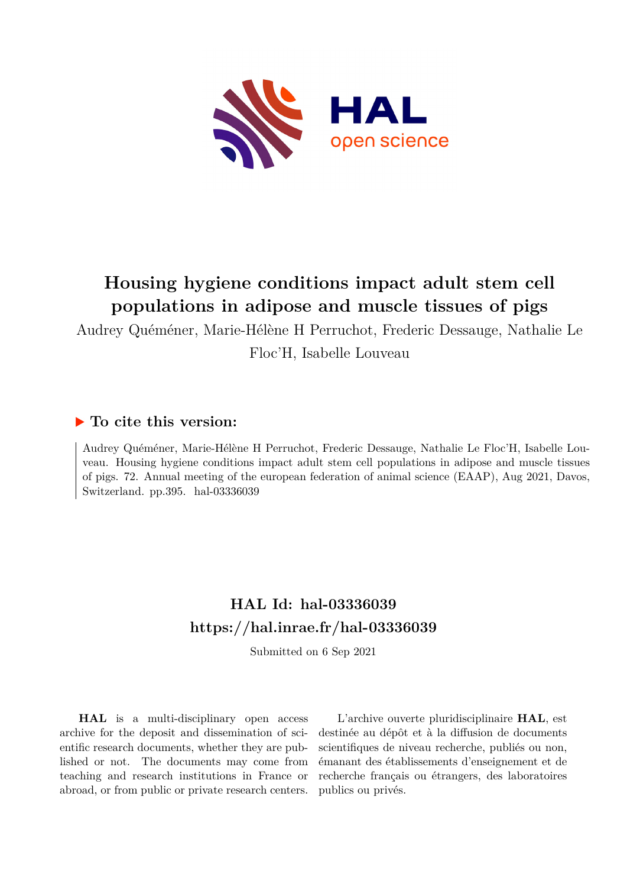# Housing hygiene conditions impact adult stem cell populations in adipose and muscle tissues of pigs

Audrey Quéméner, Marie-Hélène H Perruchot, Frederic Dessauge, Nathalie Le Floc'H, Isabelle Louveau

## ▶ To cite this version:

Audrey Quéméner, Marie-Hélène H Perruchot, Frederic Dessauge, Nathalie Le Floc'H, Isabelle Louveau. Housing hygiene conditions impact adult stem cell populations in adipose and muscle tissues of pigs. 72. Annual meeting of the european federation of animal science (EAAP), Aug 2021, Davos, Switzerland. pp.395. hal-03336039

## HAL Id: hal-03336039
## https://hal.inrae.fr/hal-03336039

Submitted on 6 Sep 2021

**HAL** is a multi-disciplinary open access archive for the deposit and dissemination of scientific research documents, whether they are published or not. The documents may come from teaching and research institutions in France or abroad, or from public or private research centers.

L'archive ouverte pluridisciplinaire **HAL**, est destinée au dépôt et à la diffusion de documents scientifiques de niveau recherche, publiés ou non, émanant des établissements d'enseignement et de recherche français ou étrangers, des laboratoires publics ou privés.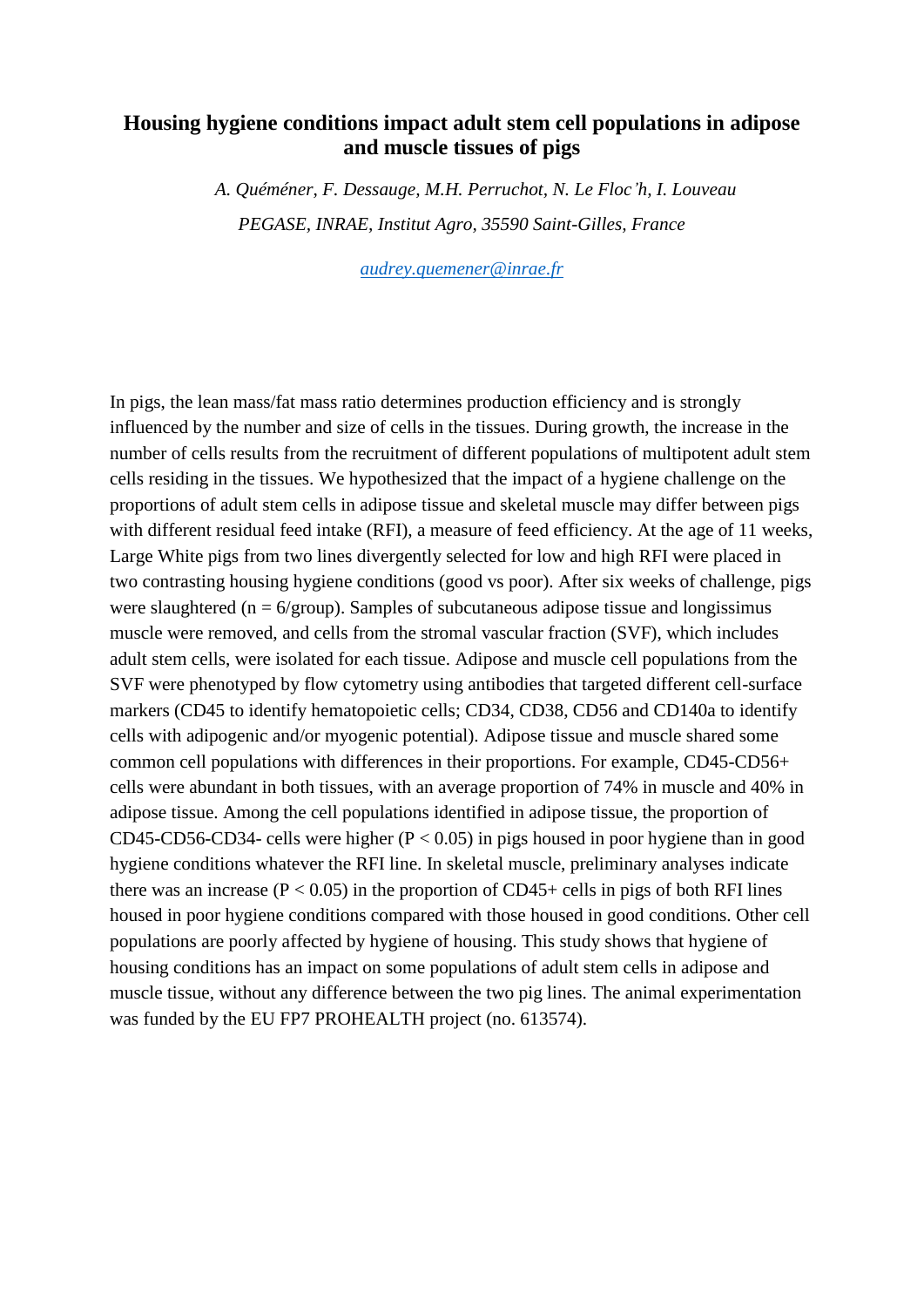# Housing hygiene conditions impact adult stem cell populations in adipose and muscle tissues of pigs

*A. Quéméner, F. Dessauge, M.H. Perruchot, N. Le Floc'h, I. Louveau*

*PEGASE, INRAE, Institut Agro, 35590 Saint-Gilles, France*

*audrey.quemener@inrae.fr*

In pigs, the lean mass/fat mass ratio determines production efficiency and is strongly influenced by the number and size of cells in the tissues. During growth, the increase in the number of cells results from the recruitment of different populations of multipotent adult stem cells residing in the tissues. We hypothesized that the impact of a hygiene challenge on the proportions of adult stem cells in adipose tissue and skeletal muscle may differ between pigs with different residual feed intake (RFI), a measure of feed efficiency. At the age of 11 weeks, Large White pigs from two lines divergently selected for low and high RFI were placed in two contrasting housing hygiene conditions (good vs poor). After six weeks of challenge, pigs were slaughtered ($n = 6$/group). Samples of subcutaneous adipose tissue and longissimus muscle were removed, and cells from the stromal vascular fraction (SVF), which includes adult stem cells, were isolated for each tissue. Adipose and muscle cell populations from the SVF were phenotyped by flow cytometry using antibodies that targeted different cell-surface markers (CD45 to identify hematopoietic cells; CD34, CD38, CD56 and CD140a to identify cells with adipogenic and/or myogenic potential). Adipose tissue and muscle shared some common cell populations with differences in their proportions. For example, CD45-CD56+ cells were abundant in both tissues, with an average proportion of 74% in muscle and 40% in adipose tissue. Among the cell populations identified in adipose tissue, the proportion of CD45-CD56-CD34- cells were higher ($P < 0.05$) in pigs housed in poor hygiene than in good hygiene conditions whatever the RFI line. In skeletal muscle, preliminary analyses indicate there was an increase ($P < 0.05$) in the proportion of CD45+ cells in pigs of both RFI lines housed in poor hygiene conditions compared with those housed in good conditions. Other cell populations are poorly affected by hygiene of housing. This study shows that hygiene of housing conditions has an impact on some populations of adult stem cells in adipose and muscle tissue, without any difference between the two pig lines. The animal experimentation was funded by the EU FP7 PROHEALTH project (no. 613574).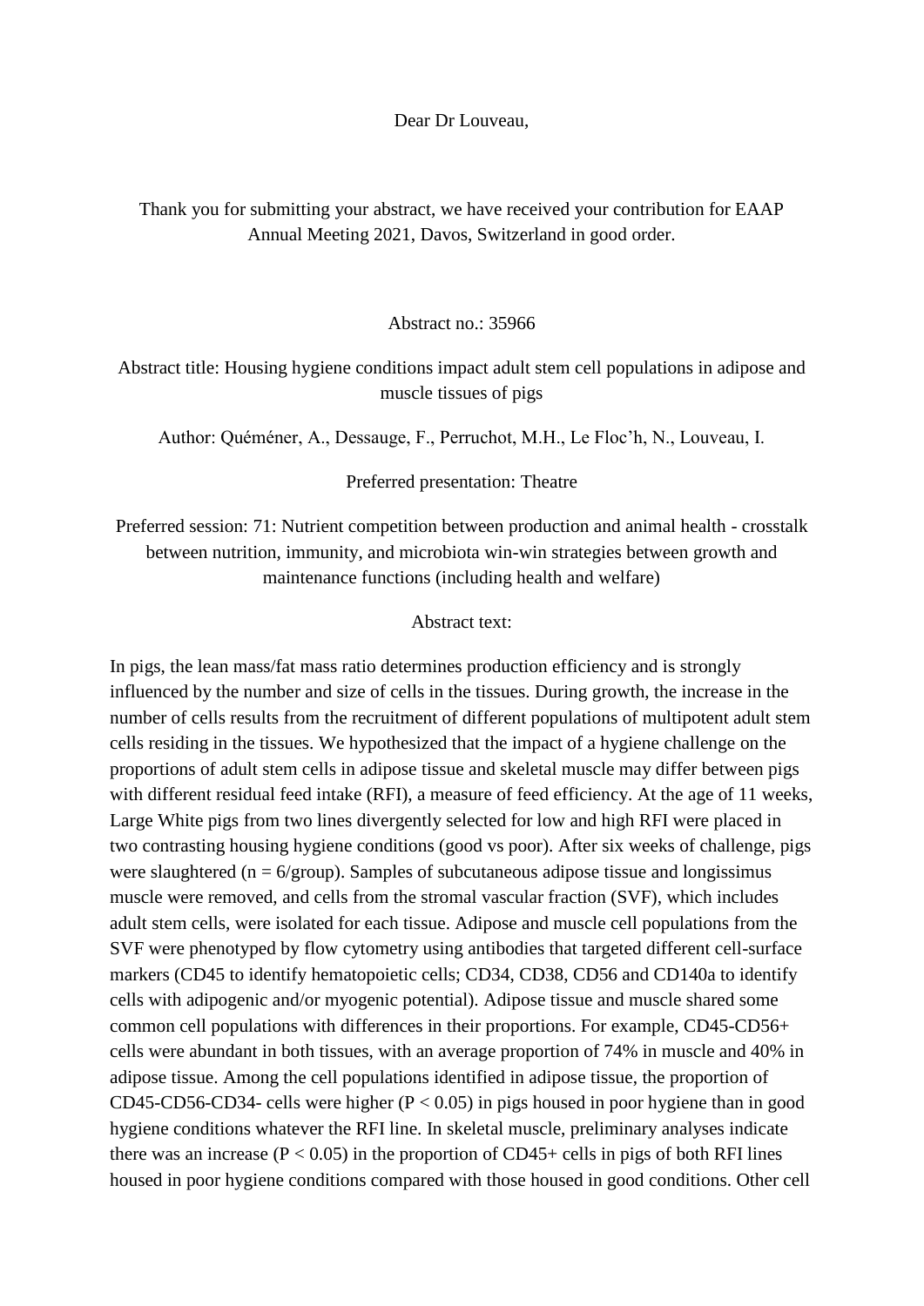Dear Dr Louveau,

Thank you for submitting your abstract, we have received your contribution for EAAP Annual Meeting 2021, Davos, Switzerland in good order.

Abstract no.: 35966

Abstract title: Housing hygiene conditions impact adult stem cell populations in adipose and muscle tissues of pigs

Author: Quéméner, A., Dessauge, F., Perruchot, M.H., Le Floc'h, N., Louveau, I.

Preferred presentation: Theatre

Preferred session: 71: Nutrient competition between production and animal health - crosstalk between nutrition, immunity, and microbiota win-win strategies between growth and maintenance functions (including health and welfare)

Abstract text:

In pigs, the lean mass/fat mass ratio determines production efficiency and is strongly influenced by the number and size of cells in the tissues. During growth, the increase in the number of cells results from the recruitment of different populations of multipotent adult stem cells residing in the tissues. We hypothesized that the impact of a hygiene challenge on the proportions of adult stem cells in adipose tissue and skeletal muscle may differ between pigs with different residual feed intake (RFI), a measure of feed efficiency. At the age of 11 weeks, Large White pigs from two lines divergently selected for low and high RFI were placed in two contrasting housing hygiene conditions (good vs poor). After six weeks of challenge, pigs were slaughtered (n = 6/group). Samples of subcutaneous adipose tissue and longissimus muscle were removed, and cells from the stromal vascular fraction (SVF), which includes adult stem cells, were isolated for each tissue. Adipose and muscle cell populations from the SVF were phenotyped by flow cytometry using antibodies that targeted different cell-surface markers (CD45 to identify hematopoietic cells; CD34, CD38, CD56 and CD140a to identify cells with adipogenic and/or myogenic potential). Adipose tissue and muscle shared some common cell populations with differences in their proportions. For example, CD45-CD56+ cells were abundant in both tissues, with an average proportion of 74% in muscle and 40% in adipose tissue. Among the cell populations identified in adipose tissue, the proportion of CD45-CD56-CD34- cells were higher ($P < 0.05$) in pigs housed in poor hygiene than in good hygiene conditions whatever the RFI line. In skeletal muscle, preliminary analyses indicate there was an increase ($P < 0.05$) in the proportion of CD45+ cells in pigs of both RFI lines housed in poor hygiene conditions compared with those housed in good conditions. Other cell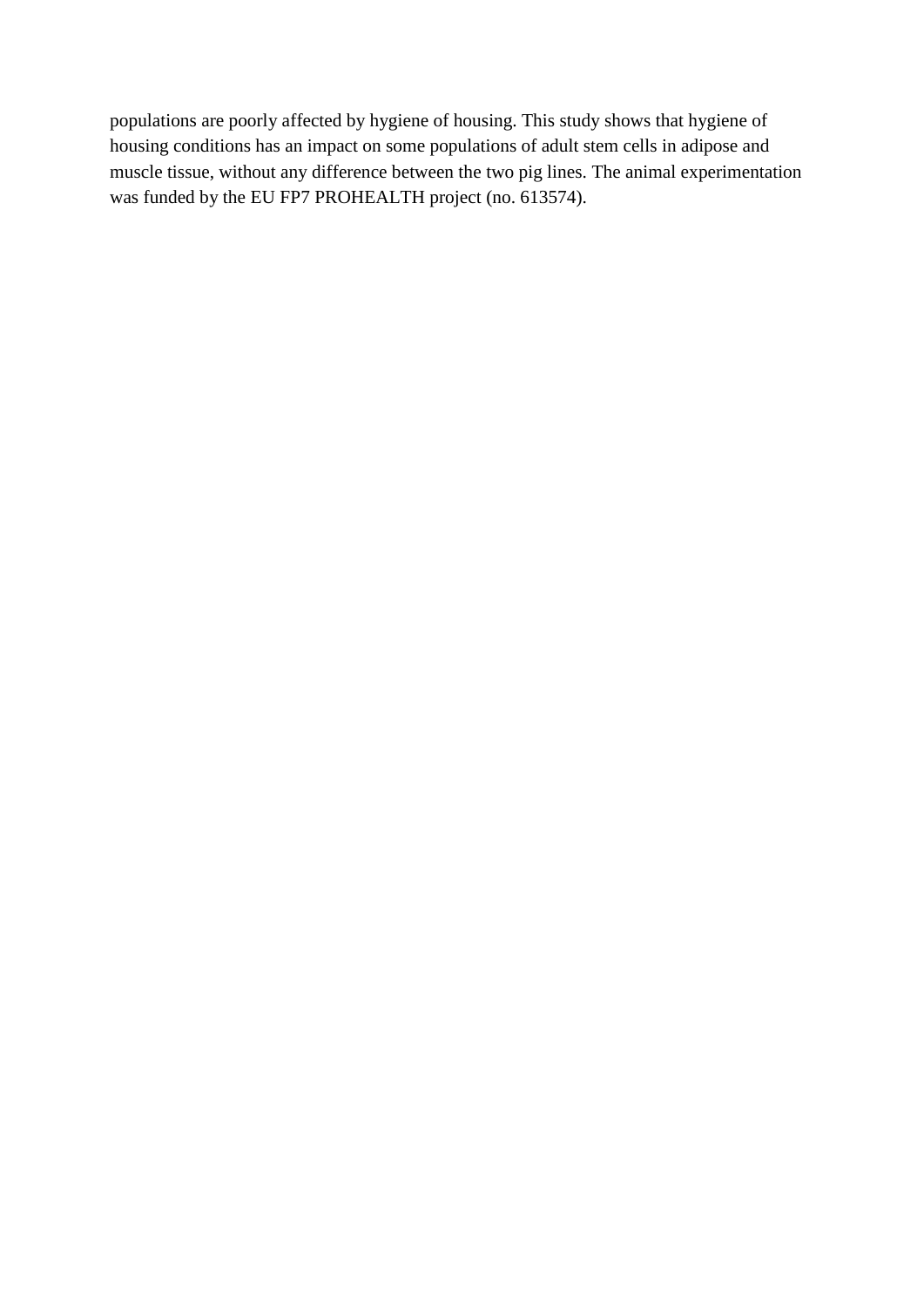populations are poorly affected by hygiene of housing. This study shows that hygiene of housing conditions has an impact on some populations of adult stem cells in adipose and muscle tissue, without any difference between the two pig lines. The animal experimentation was funded by the EU FP7 PROHEALTH project (no. 613574).